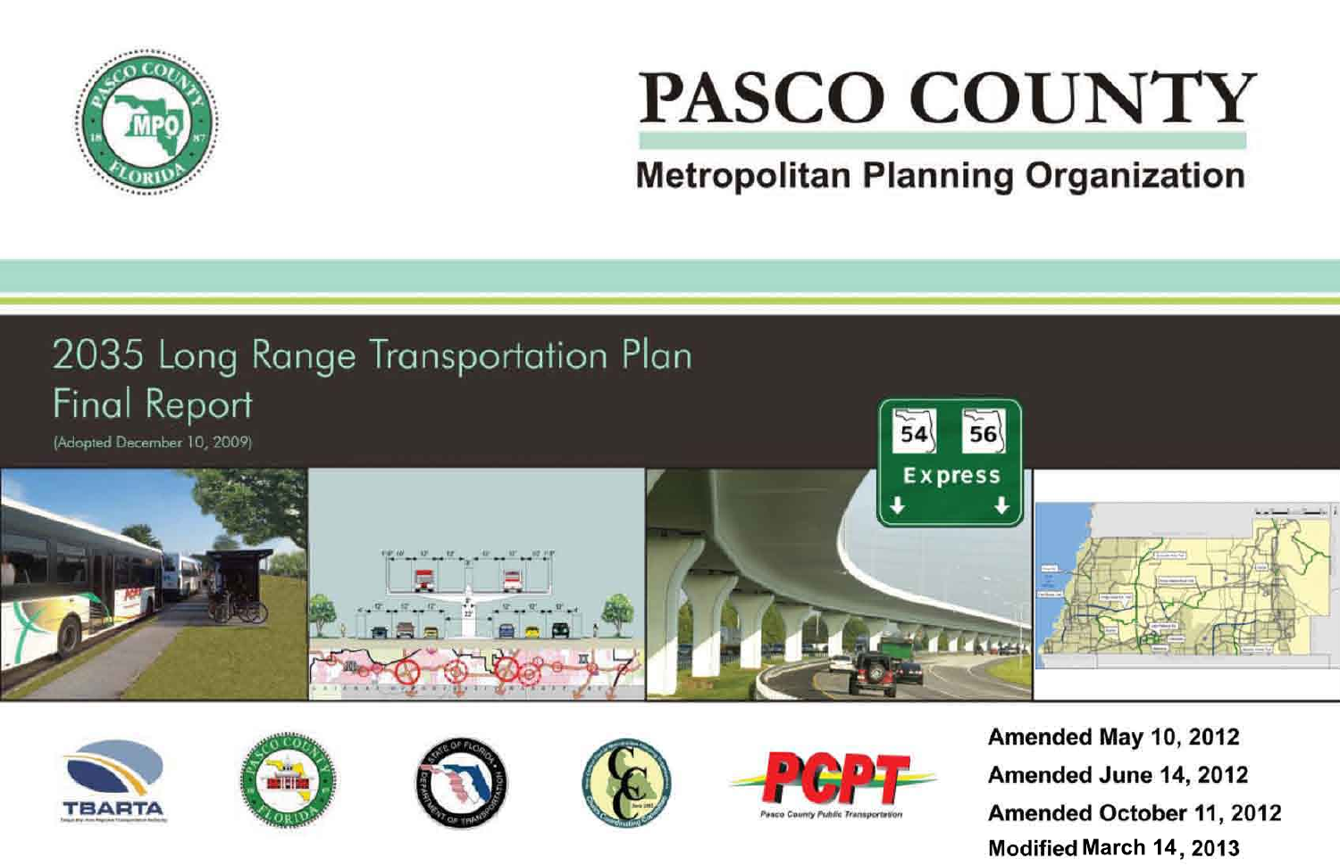# PASCO COUNTY

## Metropolitan Planning Organization

## 2035 Long Range Transportation Plan Final Report

(Adopted December 10, 2009)

**Amended May 10, 2012**

**Amended June 14, 2012**

**Amended October 11, 2012**

**Modified March 14, 2013**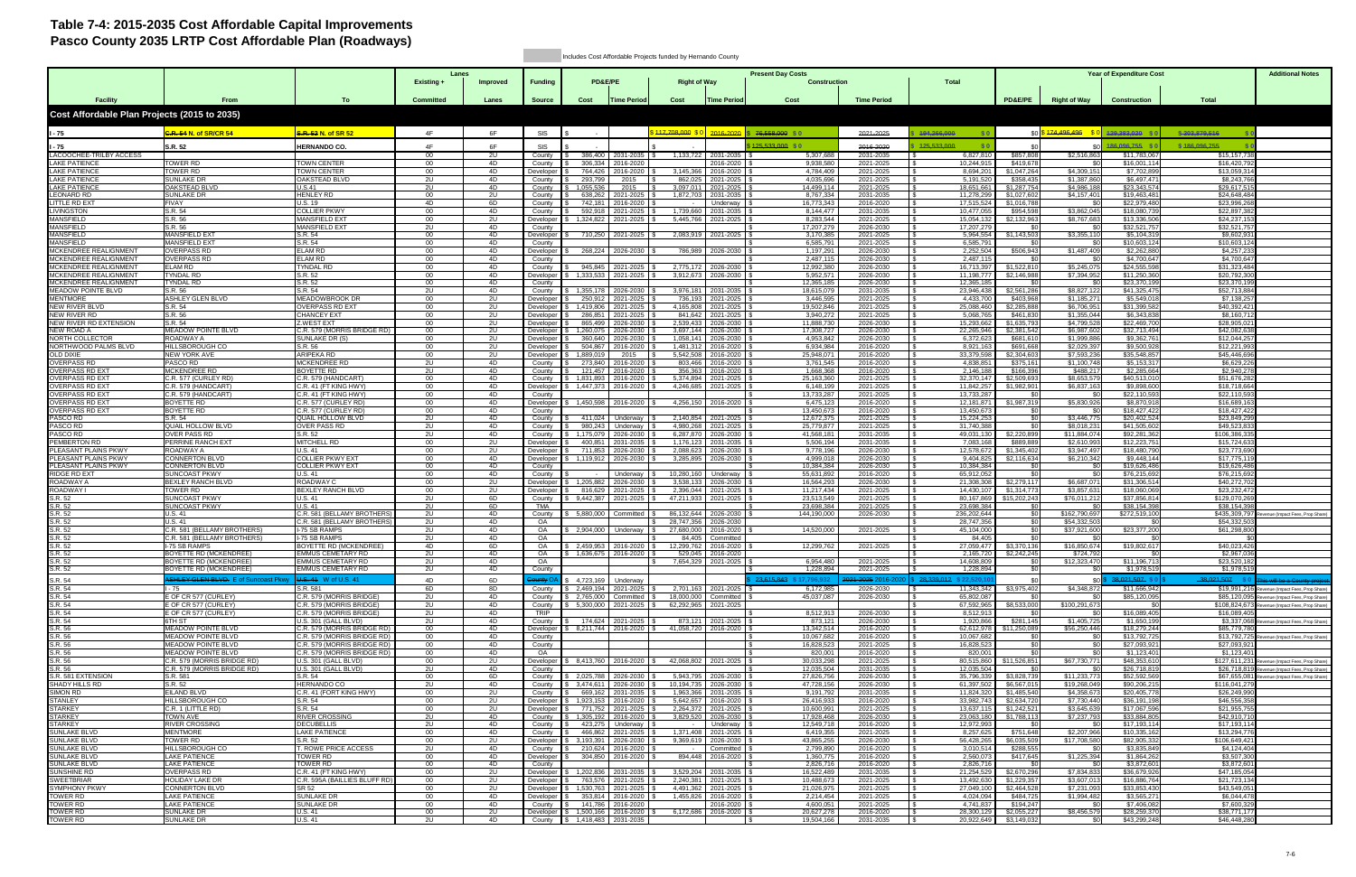# Table 7-4: 2015-2035 Cost Affordable Capital Improvements

## Pasco County 2035 LRTP Cost Affordable Plan (Roadways)

Includes Cost Affordable Projects funded by Hernando County

| | | | Lanes | | | Present Day Costs | | | | | | | Year of Expenditure Cost | | | | Additional Notes |
|---|---|---|---|---|---|---|---|---|---|---|---|---|---|---|---|---|---|
| | | | Existing + | Improved | Funding | PD&E/PE | | Right of Way | | Construction | | Total | | | | | |
| Facility | From | To | Committed | Lanes | Source | Cost | Time Period | Cost | Time Period | Cost | Time Period | | PD&E/PE | Right of Way | Construction | Total | |
| **Cost Affordable Plan Projects (2015 to 2035)** | | | | | | | | | | | | | | | | | |
| I - 75 | ~~C.R. 54~~ N. of SR/CR 54 | ~~S.R. 52~~ N. of SR 52 | 4F | 6F | SIS | $ - | | ~~$117,708,000~~ $0 | 2016-2020 | ~~$76,558,000~~ $0 | 2021-2025 | ~~$194,266,000~~ $0 | $0 | ~~$174,496,496~~ $0 | ~~139,383,030~~ $0 | ~~$303,879,516~~ $0 | |
| I - 75 | S.R. 52 | HERNANDO CO. | 4F | 6F | SIS | $ - | | $ - | | ~~$125,533,000~~ $0 | 2016-2020 | ~~$125,533,000~~ $0 | $0 | $0 | ~~186,096,755~~ $0 | ~~$186,096,755~~ $0 | |
| LACOOCHEE-TRILBY ACCESS | | | 00 | 2U | County | $386,400 | 2031-2035 | $1,133,722 | 2031-2035 | $5,307,688 | 2031-2035 | $6,827,810 | $857,808 | $2,516,863 | $11,783,067 | $15,157,738 | |
| LAKE PATIENCE | TOWER RD | TOWN CENTER | 00 | 4D | County | $306,334 | 2016-2020 | | | $9,938,580 | 2016-2020 | $10,244,915 | $419,678 | $0 | $16,001,114 | $16,420,792 | |
| LAKE PATIENCE | TOWER RD | TOWN CENTER | 00 | 4D | Developer | $764,426 | 2016-2020 | $3,145,366 | 2016-2020 | $4,784,409 | 2021-2025 | $8,694,201 | $1,047,264 | $4,309,151 | $7,702,899 | $13,059,314 | |
| LAKE PATIENCE | SUNLAKE DR | OAKSTEAD BLVD | 2U | 4D | County | $293,799 | 2015 | $862,025 | 2021-2025 | $4,035,696 | 2021-2025 | $5,191,520 | $358,435 | $1,387,860 | $6,497,471 | $8,243,766 | |
| LAKE PATIENCE | OAKSTEAD BLVD | U.S.41 | 2U | 4D | County | $1,055,536 | 2015 | $3,097,011 | 2016-2020 | $14,499,114 | 2021-2025 | $18,651,661 | $1,287,754 | $4,986,188 | $23,343,574 | $29,617,515 | |
| LEONARD RD | SUNLAKE DR | HENLEY RD | 00 | 2U | County | $638,262 | 2021-2025 | $1,872,703 | 2031-2035 | $8,767,334 | 2031-2035 | $11,278,299 | $1,027,602 | $4,157,401 | $19,463,481 | $24,648,484 | |
| LITTLE RD EXT | FIVAY | U.S. 19 | 4D | 6D | County | $742,181 | 2016-2020 | $ - | Underway | $16,773,343 | 2016-2020 | $17,515,524 | $1,016,788 | $0 | $22,979,480 | $23,996,268 | |
| LIVINGSTON | S.R. 54 | COLLIER PKWY | 2U | 4D | County | $592,918 | 2021-2025 | $1,739,660 | 2031-2035 | $8,144,477 | 2031-2035 | $10,477,055 | $954,598 | $3,862,045 | $18,080,739 | $22,897,382 | |
| MANSFIELD | S.R. 56 | MANSFIELD EXT | 00 | 2U | Developer | $1,324,822 | 2021-2025 | $5,445,766 | 2021-2025 | $8,283,544 | 2021-2025 | $15,054,132 | $2,132,963 | $8,767,683 | $13,336,506 | $24,237,153 | |
| MANSFIELD | S.R. 56 | MANSFIELD EXT | 2U | 4D | County | | | | | $17,207,279 | 2026-2030 | $17,207,279 | $0 | $0 | $32,521,757 | $32,521,757 | |
| MANSFIELD | MANSFIELD EXT | S.R. 54 | 00 | 4D | Developer | $710,250 | 2021-2025 | $2,083,919 | 2021-2025 | $3,170,385 | 2021-2025 | $5,964,554 | $1,143,503 | $3,355,110 | $5,104,319 | $9,602,931 | |
| MANSFIELD | MANSFIELD EXT | S.R. 54 | 00 | 4D | County | | | | | $6,585,791 | 2021-2025 | $6,585,791 | $0 | $0 | $10,603,124 | $10,603,124 | |
| MCKENDREE REALIGNMENT | OVERPASS RD | ELAM RD | 00 | 4D | Developer | $268,224 | 2026-2030 | $786,989 | 2026-2030 | $1,197,291 | 2026-2030 | $2,252,504 | $506,943 | $1,487,409 | $2,262,880 | $4,257,233 | |
| MCKENDREE REALIGNMENT | OVERPASS RD | ELAM RD | 00 | 4D | County | | | | | $2,487,115 | 2026-2030 | $2,487,115 | $0 | $0 | $4,700,647 | $4,700,647 | |
| MCKENDREE REALIGNMENT | ELAM RD | TYNDAL RD | 00 | 4D | County | $945,845 | 2021-2025 | $2,775,172 | 2026-2030 | $12,992,380 | 2026-2030 | $16,713,397 | $1,522,810 | $5,245,075 | $24,555,598 | $31,323,484 | |
| MCKENDREE REALIGNMENT | TYNDAL RD | S.R. 52 | 00 | 4D | Developer | $1,333,533 | 2021-2025 | $3,912,673 | 2026-2030 | $5,952,571 | 2026-2030 | $11,198,777 | $2,146,988 | $7,394,952 | $11,250,360 | $20,792,300 | |
| MCKENDREE REALIGNMENT | TYNDAL RD | S.R. 52 | 00 | 4D | County | | | | | $12,365,185 | 2026-2030 | $12,365,185 | $0 | $0 | $23,370,199 | $23,370,199 | |
| MEADOW POINTE BLVD | S.R. 56 | S.R. 54 | 2U | 4D | County | $1,355,178 | 2026-2030 | $3,976,181 | 2031-2035 | $18,615,079 | 2031-2035 | $23,946,438 | $2,561,286 | $8,827,122 | $41,325,475 | $52,713,884 | |
| MENTMORE | ASHLEY GLEN BLVD | MEADOWBROOK DR | 00 | 2U | Developer | $250,912 | 2021-2025 | $736,193 | 2021-2025 | $3,446,595 | 2021-2025 | $4,433,700 | $403,968 | $1,185,271 | $5,549,018 | $7,138,257 | |
| NEW RIVER BLVD | S.R. 54 | OVERPASS RD EXT | 00 | 2U | Developer | $1,419,806 | 2021-2025 | $4,165,808 | 2021-2025 | $19,502,846 | 2021-2025 | $25,088,460 | $2,285,888 | $6,706,951 | $31,399,582 | $40,392,421 | |
| NEW RIVER RD | S.R. 56 | CHANCEY EXT | 00 | 2U | Developer | $286,851 | 2021-2025 | $841,642 | 2021-2025 | $3,940,272 | 2026-2030 | $5,068,765 | $461,830 | $1,355,044 | $6,343,838 | $8,160,712 | |
| NEW RIVER RD EXTENSION | S.R. 54 | Z.WEST EXT | 00 | 2U | Developer | $865,499 | 2026-2030 | $2,539,433 | 2026-2030 | $11,888,730 | 2026-2030 | $15,293,662 | $1,635,793 | $4,799,528 | $22,469,700 | $28,905,021 | |
| NEW ROAD A | MEADOW POINTE BLVD | C.R. 579 (MORRIS BRIDGE RD) | 00 | 2U | Developer | $1,260,075 | 2026-2030 | $3,697,144 | 2026-2030 | $17,308,727 | 2026-2030 | $22,265,946 | $2,381,542 | $6,987,602 | $32,713,494 | $42,082,638 | |
| NORTH COLLECTOR | ROADWAY A | SUNLAKE DR (S) | 00 | 2U | Developer | $360,640 | 2026-2030 | $1,058,141 | 2026-2030 | $4,953,842 | 2026-2030 | $6,372,623 | $681,610 | $1,999,886 | $9,362,761 | $12,044,257 | |
| NORTHWOOD PALMS BLVD | HILLSBOROUGH CO | S.R. 56 | 00 | 2U | Developer | $504,867 | 2016-2020 | $1,481,312 | 2016-2020 | $6,934,984 | 2016-2020 | $8,921,163 | $691,668 | $2,029,397 | $9,500,928 | $12,221,993 | |
| OLD DIXIE | NEW YORK AVE | ARIPEKA RD | 00 | 2U | Developer | $1,889,019 | 2015 | $5,542,508 | 2016-2020 | $25,948,071 | 2016-2020 | $33,379,598 | $2,304,603 | $7,593,236 | $35,548,857 | $45,446,696 | |
| OVERPASS RD | PASCO RD | MCKENDREE RD | 2U | 4D | County | $273,840 | 2016-2020 | $803,466 | 2016-2020 | $3,761,545 | 2016-2020 | $4,838,851 | $375,161 | $1,100,748 | $5,153,317 | $6,629,226 | |
| OVERPASS RD EXT | MCKENDREE RD | BOYETTE RD | 2U | 4D | County | $121,457 | 2016-2020 | $356,363 | 2016-2020 | $1,668,368 | 2016-2020 | $2,146,188 | $166,396 | $488,217 | $2,285,664 | $2,940,278 | |
| OVERPASS RD EXT | C.R. 577 (CURLEY RD) | C.R. 579 (HANDCART) | 00 | 4D | County | $1,831,893 | 2016-2020 | $5,374,894 | 2021-2025 | $25,163,360 | 2021-2025 | $32,370,147 | $2,509,693 | $8,653,579 | $40,513,010 | $51,676,282 | |
| OVERPASS RD EXT | C.R. 579 (HANDCART) | C.R. 41 (FT KING HWY) | 00 | 4D | Developer | $1,447,373 | 2016-2020 | $4,246,685 | 2021-2025 | $6,148,199 | 2021-2025 | $11,842,257 | $1,982,901 | $6,837,163 | $9,898,600 | $18,718,664 | |
| OVERPASS RD EXT | C.R. 579 (HANDCART) | C.R. 41 (FT KING HWY) | 00 | 4D | County | | | | | $13,733,287 | 2016-2020 | $13,733,287 | $0 | $0 | $22,110,593 | $22,110,593 | |
| OVERPASS RD EXT | BOYETTE RD | C.R. 577 (CURLEY RD) | 00 | 4D | Developer | $1,450,598 | 2016-2020 | $4,256,150 | 2016-2020 | $6,475,123 | 2016-2020 | $12,181,871 | $1,987,319 | $5,830,926 | $8,870,918 | $16,689,163 | |
| OVERPASS RD EXT | BOYETTE RD | C.R. 577 (CURLEY RD) | 00 | 4D | County | | | | | $13,450,673 | 2016-2020 | $13,450,673 | $0 | $0 | $18,427,422 | $18,427,422 | |
| PASCO RD | S.R. 54 | QUAIL HOLLOW BLVD | 2U | 4D | County | $411,024 | Underway | $2,140,854 | 2021-2025 | $12,672,375 | 2021-2025 | $15,224,253 | $0 | $3,446,775 | $20,402,524 | $23,849,299 | |
| PASCO RD | QUAIL HOLLOW BLVD | OVER PASS RD | 2U | 4D | County | $980,243 | Underway | $4,980,268 | 2021-2025 | $25,779,877 | 2021-2025 | $31,740,388 | $0 | $8,018,231 | $41,505,602 | $49,523,833 | |
| PASCO RD | OVER PASS RD | S.R. 52 | 2U | 4D | County | $1,175,079 | 2026-2030 | $6,287,870 | 2026-2030 | $41,568,181 | 2031-2035 | $49,031,130 | $2,220,899 | $11,884,074 | $92,281,362 | $106,386,335 | |
| PEMBERTON RD | PERRINE RANCH EXT | MITCHELL RD | 00 | 2U | Developer | $400,851 | 2031-2035 | $1,176,123 | 2031-2035 | $5,506,194 | 2031-2035 | $7,083,168 | $889,889 | $2,610,993 | $12,223,751 | $15,724,633 | |
| PLEASANT PLAINS PKWY | ROADWAY A | U.S. 41 | 00 | 2U | Developer | $711,853 | 2026-2030 | $2,088,623 | 2026-2030 | $9,778,196 | 2026-2030 | $12,578,672 | $1,345,402 | $3,947,497 | $18,480,790 | $23,773,690 | |
| PLEASANT PLAINS PKWY | CONNERTON BLVD | COLLIER PKWY EXT | 00 | 4D | Developer | $1,119,912 | 2026-2030 | $3,285,895 | 2026-2030 | $4,999,018 | 2026-2030 | $9,404,825 | $2,116,634 | $6,210,342 | $9,448,144 | $17,775,119 | |
| PLEASANT PLAINS PKWY | CONNERTON BLVD | COLLIER PKWY EXT | 00 | 4D | County | | | | | $10,384,384 | 2026-2030 | $10,384,384 | $0 | $0 | $19,626,486 | $19,626,486 | |
| RIDGE RD EXT | SUNCOAST PKWY | U.S. 41 | 00 | 4D | County | $ - | Underway | $10,280,160 | Underway | $55,631,892 | 2016-2020 | $65,912,052 | $0 | $0 | $76,215,692 | $76,215,692 | |
| ROADWAY A | BEXLEY RANCH BLVD | ROADWAY C | 00 | 2U | Developer | $1,205,882 | 2026-2030 | $3,538,133 | 2026-2030 | $16,564,293 | 2026-2030 | $21,308,308 | $2,279,117 | $6,687,071 | $31,306,514 | $40,272,702 | |
| ROADWAY I | TOWER RD | BEXLEY RANCH BLVD | 00 | 2U | Developer | $816,629 | 2021-2025 | $2,396,044 | 2021-2025 | $11,217,434 | 2021-2025 | $14,430,107 | $1,314,773 | $3,857,631 | $18,060,069 | $23,232,472 | |
| S.R. 52 | SUNCOAST PKWY | U.S. 41 | 2U | 6D | County | $9,442,387 | 2021-2025 | $47,211,933 | 2021-2025 | $23,513,549 | 2021-2025 | $80,167,869 | $15,202,243 | $76,011,212 | $37,856,814 | $129,070,269 | |
| S.R. 52 | SUNCOAST PKWY | U.S. 41 | 2U | 6D | TMA | | | | | $23,698,384 | 2021-2025 | $23,698,384 | $0 | $0 | $38,154,398 | $38,154,398 | |
| S.R. 52 | U.S. 41 | C.R. 581 (BELLAMY BROTHERS) | 2U | 4D | County | $5,880,000 | Committed | $86,132,644 | 2026-2030 | $144,190,000 | 2026-2030 | $236,202,644 | $0 | $162,790,697 | $272,519,100 | $435,309,797 | Revenue (Impact Fees, Prop Share) |
| S.R. 52 | U.S. 41 | C.R. 581 (BELLAMY BROTHERS) | 2U | 4D | OA | | | $28,747,356 | 2026-2030 | | | $28,747,356 | $0 | $54,332,503 | $0 | $54,332,503 | |
| S.R. 52 | C.R. 581 (BELLAMY BROTHERS) | I-75 SB RAMPS | 2U | 4D | OA | $2,904,000 | Underway | $27,680,000 | 2016-2020 | $14,520,000 | 2021-2025 | $45,104,000 | $0 | $37,921,600 | $23,377,200 | $61,298,800 | |
| S.R. 52 | C.R. 581 (BELLAMY BROTHERS) | I-75 SB RAMPS | 2U | 4D | OA | | | $84,405 | Committed | | | $84,405 | $0 | $0 | $0 | $0 | |
| S.R. 52 | I-75 SB RAMPS | BOYETTE RD (MCKENDREE) | 4D | 6D | OA | $2,459,953 | 2016-2020 | $12,299,762 | 2016-2020 | $12,299,762 | 2021-2025 | $27,059,477 | $3,370,136 | $16,850,674 | $19,802,617 | $40,023,426 | |
| S.R. 52 | BOYETTE RD (MCKENDREE) | EMMUS CEMETARY RD | 2U | 4D | OA | $1,636,675 | 2016-2020 | $529,045 | 2016-2020 | | | $2,165,720 | $2,242,245 | $724,792 | $0 | $2,967,036 | |
| S.R. 52 | BOYETTE RD (MCKENDREE) | EMMUS CEMETARY RD | 2U | 4D | OA | | | $7,654,329 | 2021-2025 | $6,954,480 | 2021-2025 | $14,608,809 | $0 | $12,323,470 | $11,196,713 | $23,520,182 | |
| S.R. 52 | BOYETTE RD (MCKENDREE) | EMMUS CEMETARY RD | 2U | 4D | County | | | | | $1,228,894 | 2021-2025 | $1,228,894 | $0 | $0 | $1,978,519 | $1,978,519 | |
| S.R. 54 | ~~ASHLEY GLEN BLVD~~ E of Suncoast Pkwy | ~~U.S. 41~~ W of U.S. 41 | 4D | 6D | ~~County~~ OA | $4,723,169 | Underway | | | ~~$23,615,843~~ $17,796,832 | ~~2021-2026~~ 2016-2020 | ~~$28,339,012~~ $22,520,101 | $0 | $0 | ~~$38,021,507~~ $0 | ~~$38,021,507~~ $0 | This will be a County project |
| S.R. 54 | I - 75 | S.R. 581 | 6D | 8D | County | $2,469,194 | 2021-2025 | $2,701,163 | 2021-2025 | $6,172,985 | 2026-2030 | $11,343,342 | $3,975,402 | $4,348,872 | $11,666,942 | $19,991,216 | Revenue (Impact Fees, Prop Share) |
| S.R. 54 | E OF CR 577 (CURLEY) | C.R. 579 (MORRIS BRIDGE) | 2U | 4D | County | $2,765,000 | Committed | $18,000,000 | Committed | $45,037,087 | 2026-2030 | $65,802,087 | $0 | $0 | $85,120,095 | $85,120,095 | Revenue (Impact Fees, Prop Share) |
| S.R. 54 | E OF CR 577 (CURLEY) | C.R. 579 (MORRIS BRIDGE) | 2U | 4D | County | $5,300,000 | 2021-2025 | $62,292,965 | 2021-2025 | | | $67,592,965 | $8,533,000 | $100,291,673 | $0 | $108,824,673 | Revenue (Impact Fees, Prop Share) |
| S.R. 54 | E OF CR 577 (CURLEY) | C.R. 579 (MORRIS BRIDGE) | 2U | 4D | TRIP | | | | | $8,512,913 | 2026-2030 | $8,512,913 | $0 | $0 | $16,089,405 | $16,089,405 | |
| S.R. 54 | 6TH ST | U.S. 301 (GALL BLVD) | 2U | 4D | County | $174,624 | 2021-2025 | $873,121 | 2021-2025 | $873,121 | 2021-2025 | $1,920,866 | $281,145 | $1,405,725 | $1,650,199 | $3,337,068 | Revenue (Impact Fees, Prop Share) |
| S.R. 56 | MEADOW POINTE BLVD | C.R. 579 (MORRIS BRIDGE RD) | 00 | 4D | Developer | $8,211,744 | 2016-2020 | $41,058,720 | 2016-2020 | $13,342,514 | 2016-2020 | $62,612,978 | $11,250,089 | $56,250,446 | $18,279,244 | $85,779,780 | |
| S.R. 56 | MEADOW POINTE BLVD | C.R. 579 (MORRIS BRIDGE RD) | 00 | 4D | County | | | | | $10,067,682 | 2016-2020 | $10,067,682 | $0 | $0 | $13,792,725 | $13,792,725 | Revenue (Impact Fees, Prop Share) |
| S.R. 56 | MEADOW POINTE BLVD | C.R. 579 (MORRIS BRIDGE RD) | 00 | 4D | County | | | | | $16,828,523 | 2021-2025 | $16,828,523 | $0 | $0 | $27,093,921 | $27,093,921 | |
| S.R. 56 | MEADOW POINTE BLVD | C.R. 579 (MORRIS BRIDGE RD) | 00 | 4D | OA | | | | | $820,001 | 2016-2020 | $820,001 | $0 | $0 | $1,123,401 | $1,123,401 | |
| S.R. 56 | C.R. 579 (MORRIS BRIDGE RD) | U.S. 301 (GALL BLVD) | 00 | 2U | Developer | $8,413,760 | 2016-2020 | $42,068,802 | 2021-2025 | $30,033,298 | 2021-2025 | $80,515,860 | $11,526,851 | $67,730,771 | $48,353,610 | $127,611,231 | Revenue (Impact Fees, Prop Share) |
| S.R. 56 | C.R. 579 (MORRIS BRIDGE RD) | U.S. 301 (GALL BLVD) | 00 | 4D | County | | | | | $12,035,504 | 2021-2025 | $12,035,504 | $0 | $0 | $26,718,819 | $26,718,819 | Revenue (Impact Fees, Prop Share) |
| S.R. 581 EXTENSION | S.R. 581 | S.R. 54 | 00 | 6D | County | $2,025,788 | 2026-2030 | $5,943,795 | 2026-2030 | $27,826,756 | 2026-2030 | $35,796,339 | $3,828,739 | $11,233,773 | $52,592,569 | $67,655,081 | Revenue (Impact Fees, Prop Share) |
| SHADY HILLS RD | S.R. 52 | HERNANDO CO | 2U | 4D | County | $3,474,611 | 2026-2030 | $10,194,735 | 2026-2030 | $47,728,156 | 2026-2030 | $61,397,502 | $6,567,015 | $19,268,049 | $90,206,215 | $116,041,279 | |
| SIMON RD | EILAND BLVD | C.R. 41 (FORT KING HWY) | 00 | 2U | County | $669,162 | 2031-2035 | $1,963,366 | 2031-2035 | $9,191,792 | 2031-2035 | $11,824,320 | $1,485,540 | $4,358,673 | $20,405,778 | $26,249,990 | |
| STANLEY | HILLSBOROUGH CO | S.R. 54 | 00 | 2U | Developer | $1,923,153 | 2016-2020 | $5,642,657 | 2016-2020 | $26,416,933 | 2016-2020 | $33,982,743 | $2,634,720 | $7,730,440 | $36,191,198 | $46,556,358 | |
| STARKEY | C.R. 1 (LITTLE RD) | S.R. 54 | 00 | 2U | Developer | $771,752 | 2021-2025 | $2,264,372 | 2021-2025 | $10,600,991 | 2021-2025 | $13,637,115 | $1,242,521 | $3,645,639 | $17,067,596 | $21,955,755 | |
| STARKEY | TOWN AVE | RIVER CROSSING | 2U | 4D | Developer | $1,305,192 | 2016-2020 | $3,829,520 | 2026-2030 | $17,928,468 | 2026-2030 | $23,063,180 | $1,788,113 | $7,237,793 | $33,884,805 | $42,910,710 | |
| STARKEY | RIVER CROSSING | DECUBELLIS | 2U | 4D | County | $423,275 | Underway | $ - | Underway | $12,549,718 | 2016-2020 | $12,972,993 | $0 | $0 | $17,193,114 | $17,193,114 | |
| SUNLAKE BLVD | MENTMORE | LAKE PATIENCE | 00 | 4D | Developer | $466,862 | 2021-2025 | $1,371,408 | 2021-2025 | $6,419,355 | 2021-2025 | $8,257,625 | $751,648 | $2,207,966 | $10,335,162 | $13,294,776 | |
| SUNLAKE BLVD | TOWER RD | S.R. 52 | 00 | 2U | Developer | $3,193,391 | 2026-2030 | $9,369,619 | 2026-2030 | $43,865,255 | 2026-2030 | $56,428,265 | $6,035,509 | $17,708,580 | $82,905,332 | $106,649,421 | |
| SUNLAKE BLVD | HILLSBOROUGH CO | T. ROWE PRICE ACCESS | 2U | 4D | County | $210,624 | 2016-2020 | $ - | Committed | $2,799,890 | 2016-2020 | $3,010,514 | $288,555 | $0 | $3,835,849 | $4,124,404 | |
| SUNLAKE BLVD | LAKE PATIENCE | TOWER RD | 00 | 4D | Developer | $304,850 | 2016-2020 | $894,448 | 2016-2020 | $1,360,775 | 2016-2020 | $2,560,073 | $417,645 | $1,225,394 | $1,864,262 | $3,507,300 | |
| SUNLAKE BLVD | LAKE PATIENCE | TOWER RD | 00 | 4D | County | | | | | $2,826,716 | 2016-2020 | $2,826,716 | $0 | $0 | $3,872,601 | $3,872,601 | |
| SUNSHINE RD | OVERPASS RD | C.R. 41 (FT KING HWY) | 00 | 2U | Developer | $1,202,836 | 2031-2035 | $3,529,204 | 2031-2035 | $16,522,489 | 2031-2035 | $21,254,529 | $2,670,296 | $7,834,833 | $36,679,926 | $47,185,054 | |
| SWEETBRIAR | HOLIDAY LAKE DR | C.R. 595A (BAILLIES BLUFF RD) | 00 | 2U | Developer | $763,576 | 2021-2025 | $2,240,381 | 2021-2025 | $10,488,673 | 2021-2025 | $13,492,630 | $1,229,357 | $3,607,013 | $16,886,764 | $21,723,134 | |
| SYMPHONY PKWY | CONNERTON BLVD | SR 52 | 00 | 2U | Developer | $1,530,763 | 2021-2025 | $4,491,362 | 2021-2025 | $21,026,975 | 2021-2025 | $27,049,100 | $2,464,528 | $7,231,093 | $33,853,430 | $43,549,051 | |
| TOWER RD | LAKE PATIENCE | SUNLAKE DR | 00 | 4D | Developer | $353,814 | 2016-2020 | $1,455,826 | 2016-2020 | $2,214,454 | 2016-2020 | $4,024,094 | $484,725 | $1,994,482 | $3,565,271 | $6,044,478 | |
| TOWER RD | LAKE PATIENCE | SUNLAKE DR | 00 | 4D | County | $141,786 | 2016-2020 | | | $4,600,051 | 2021-2025 | $4,741,837 | $194,247 | $0 | $7,406,082 | $7,600,329 | |
| TOWER RD | SUNLAKE DR | U.S. 41 | 00 | 2U | Developer | $1,500,166 | 2016-2020 | $6,172,686 | 2016-2020 | $20,627,276 | 2016-2020 | $28,300,129 | $2,055,227 | $8,456,579 | $28,259,370 | $38,771,177 | |
| TOWER RD | SUNLAKE DR | U.S. 41 | 2U | 4D | County | $1,418,483 | 2031-2035 | | | $19,504,166 | 2031-2035 | $20,922,649 | $3,149,032 | $0 | $43,299,248 | $46,448,280 | |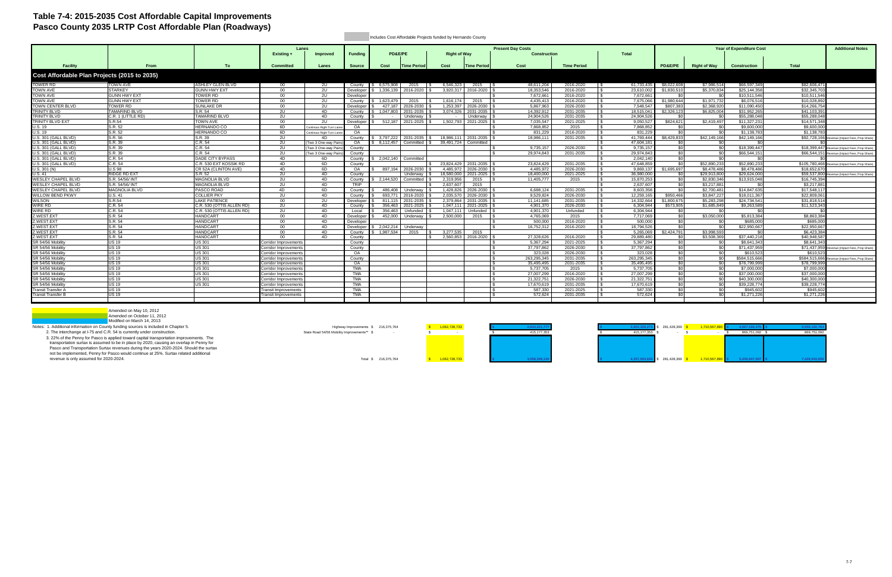# Table 7-4: 2015-2035 Cost Affordable Capital Improvements

## Pasco County 2035 LRTP Cost Affordable Plan (Roadways)

Includes Cost Affordable Projects funded by Hernando County

| Facility | From | To | Lanes: Existing + Committed | Lanes: Improved Lanes | Funding Source | Present Day Costs: PD&E/PE Cost | Present Day Costs: PD&E/PE Time Period | Present Day Costs: Right of Way Cost | Present Day Costs: Right of Way Time Period | Present Day Costs: Construction Cost | Present Day Costs: Construction Time Period | Present Day Costs: Total | Year of Expenditure Cost: PD&E/PE | Year of Expenditure Cost: Right of Way | Year of Expenditure Cost: Construction | Year of Expenditure Cost: Total | Additional Notes |
|---|---|---|---|---|---|---|---|---|---|---|---|---|---|---|---|---|---|
| **Cost Affordable Plan Projects (2015 to 2035)** | | | | | | | | | | | | | | | | | |
| TOWER RD | TOWN AVE | ASHLEY GLEN BLVD | 00 | 2U | County | $ 6,575,908 | 2015 | $ 6,546,323 | 2015 | $ 48,611,204 | 2016-2020 | $ 61,733,435 | $8,022,608 | $7,986,514 | $66,597,349 | $82,606,471 | |
| TOWN AVE | STARKEY | GUNN HWY EXT | 00 | 2U | Developer | $ 1,336,139 | 2016-2020 | $ 3,920,317 | 2016-2020 | $ 18,353,546 | 2016-2020 | $ 23,610,002 | $1,830,510 | $5,370,834 | $25,144,358 | $32,345,703 | |
| TOWN AVE | GUNN HWY EXT | TOWER RD | 00 | 2U | Developer | | | | | $ 7,672,661 | 2016-2020 | $ 7,672,661 | $0 | $0 | $10,511,546 | $10,511,546 | |
| TOWN AVE | GUNN HWY EXT | TOWER RD | 00 | 2U | County | $ 1,623,479 | 2015 | $ 1,616,174 | 2015 | $ 4,435,413 | 2016-2020 | $ 7,675,066 | $1,980,644 | $1,971,732 | $6,076,516 | $10,028,892 | |
| TOWN CENTER BLVD | TOWER RD | SUNLAKE DR | 00 | 2U | Developer | $ 427,187 | 2026-2030 | $ 1,253,397 | 2026-2030 | $ 5,867,963 | 2026-2030 | $ 7,548,547 | $807,383 | $2,368,920 | $11,090,450 | $14,266,754 | |
| TRINITY BLVD | TAMARIND BLVD | S.R. 54 | 2U | 4D | County | $ 1,047,803 | 2031-2035 | $ 3,074,326 | 2031-2035 | $ 14,392,912 | 2031-2035 | $ 18,515,041 | $2,326,123 | $6,825,004 | $31,952,265 | $41,103,391 | |
| TRINITY BLVD | C.R. 1 (LITTLE RD) | TAMARIND BLVD | 2U | 4D | County | $ - | Underway | $ - | Underway | $ 24,904,526 | 2031-2035 | $ 24,904,526 | $0 | $0 | $55,288,048 | $55,288,048 | |
| TRINITY BLVD EXT | S.R.54 | TOWN AVE | 00 | 2U | Developer | $ 512,187 | 2021-2025 | $ 1,502,793 | 2021-2025 | $ 7,035,547 | 2021-2025 | $ 9,050,527 | $824,621 | $2,419,497 | $11,327,231 | $14,571,348 | |
| U.S. 19 | S.R. 52 | HERNANDO CO | 6D | Continous Right Turn Lanes | OA | | | | | $ 7,868,852 | 2015 | $ 7,868,852 | $0 | $0 | $9,600,000 | $9,600,000 | |
| U.S. 19 | S.R. 52 | HERNANDO CO | 6D | Continous Right Turn Lanes | OA | | | | | $ 831,229 | 2016-2020 | $ 831,229 | $0 | $0 | $1,138,783 | $1,138,783 | |
| U.S. 301 (GALL BLVD) | S.R. 56 | S.R. 39 | 2U | 4D | County | $ 3,797,222 | 2031-2035 | $ 18,986,111 | 2031-2035 | $ 18,986,111 | 2031-2035 | $ 41,769,444 | $8,429,833 | $42,149,166 | $42,149,166 | $92,728,166 | Revenue (Impact Fees, Prop Share) |
| U.S. 301 (GALL BLVD) | S.R. 39 | C.R. 54 | 2U | (Two 3 One-way Pairs) | OA | $ 8,112,457 | Committed | $ 39,491,724 | Committed | | | $ 47,604,181 | $0 | $0 | $0 | $0 | |
| U.S. 301 (GALL BLVD) | S.R. 39 | C.R. 54 | 2U | (Two 3 One-way Pairs) | County | | | | | $ 9,735,157 | 2026-2030 | $ 9,735,157 | $0 | $0 | $18,399,447 | $18,399,447 | Revenue (Impact Fees, Prop Share) |
| U.S. 301 (GALL BLVD) | S.R. 39 | C.R. 54 | 2U | (Two 3 One-way Pairs) | County | | | | | $ 29,974,843 | 2031-2035 | $ 29,974,843 | $0 | $0 | $66,544,151 | $66,544,151 | Revenue (Impact Fees, Prop Share) |
| U.S. 301 (GALL BLVD) | C.R. 54 | DADE CITY BYPASS | 4D | 6D | County | $ 2,042,140 | Committed | | | | | $ 2,042,140 | $0 | $0 | $0 | $0 | |
| U.S. 301 (GALL BLVD) | C.R. 54 | C.R. 530 EXT KOSSIK RD | 4D | 6D | County | | | $ 23,824,429 | 2031-2035 | $ 23,824,429 | 2031-2035 | $ 47,648,859 | $0 | $52,890,233 | $52,890,233 | $105,780,466 | Revenue (Impact Fees, Prop Share) |
| U.S. 301 (N) | U.S 98 | CR 52A (CLINTON AVE) | 4D | 6D | OA | $ 897,194 | 2026-2030 | $ 4,485,972 | 2026-2030 | $ 4,485,972 | 2026-2030 | $ 9,869,137 | $1,695,697 | $8,478,486 | $8,478,486 | $18,652,670 | |
| U.S. 41 | RIDGE RD EXT | S.R. 52 | 2U | 4D | County | | Underway | $ 18,580,000 | 2021-2025 | $ 18,400,000 | 2021-2025 | $ 36,980,000 | $0 | $29,913,800 | $29,624,000 | $59,537,800 | Revenue (Impact Fees, Prop Share) |
| WESLEY CHAPEL BLVD | S.R. 54/56/ INT | MAGNOLIA BLVD | 2U | 4D | County | $ 2,144,520 | Committed | $ 2,319,956 | 2015 | $ 11,405,777 | 2015 | $ 15,870,253 | $0 | $2,830,346 | $13,915,048 | $16,745,394 | |
| WESLEY CHAPEL BLVD | S.R. 54/56/ INT | MAGNOLIA BLVD | 2U | 4D | TRIP | | | $ 2,637,607 | 2015 | | | $ 2,637,607 | $0 | $3,217,881 | $0 | $3,217,881 | |
| WESLEY CHAPEL BLVD | MAGNOLIA BLVD | PASCO ROAD | 4D | 6D | County | $ 486,408 | Underway | $ 1,428,826 | 2026-2030 | $ 6,688,124 | 2031-2035 | $ 8,603,358 | $0 | $2,700,481 | $14,847,635 | $17,548,117 | |
| WILLOW BEND PKWY | U.S. 41 | COLLIER PKY | 2U | 4D | County | $ 693,771 | 2016-2020 | $ 2,035,570 | 2026-2030 | $ 9,529,824 | 2026-2030 | $ 12,259,165 | $950,466 | $3,847,227 | $18,011,367 | $22,809,061 | |
| WILSON | S.R.54 | LAKE PATIENCE | 00 | 2U | Developer | $ 811,115 | 2031-2035 | $ 2,379,864 | 2031-2035 | $ 11,141,685 | 2031-2035 | $ 14,332,664 | $1,800,675 | $5,283,298 | $24,734,541 | $31,818,514 | |
| WIRE RD | C.R. 54 | C.R. 530 (OTTIS ALLEN RD) | 2U | 4D | County | $ 356,463 | 2021-2025 | $ 1,047,111 | 2021-2025 | $ 4,901,370 | 2026-2030 | $ 6,304,944 | $573,905 | $1,685,849 | $9,263,589 | $11,523,343 | |
| WIRE RD | C.R. 54 | C.R. 530 (OTTIS ALLEN RD) | 2U | 4D | Local | $ 356,463 | Unfunded | $ 1,047,111 | Unfunded | $ 4,901,370 | Unfunded | $ 6,304,944 | $0 | $0 | $0 | $0 | |
| Z.WEST.EXT | S.R. 54 | HANDCART | 00 | 4D | Developer | $ 452,000 | Underway | $ 2,500,000 | 2015 | $ 4,765,069 | 2015 | $ 7,717,069 | $0 | $3,050,000 | $5,813,384 | $8,863,384 | |
| Z.WEST.EXT | S.R. 54 | HANDCART | 00 | 4D | Developer | | | | | $ 500,000 | 2016-2020 | $ 500,000 | $0 | $0 | $685,000 | $685,000 | |
| Z.WEST.EXT | S.R. 54 | HANDCART | 00 | 4D | Developer | $ 2,042,214 | Underway | | | $ 16,752,312 | 2016-2020 | $ 18,794,526 | $0 | $0 | $22,950,667 | $22,950,667 | |
| Z.WEST.EXT | S.R. 54 | HANDCART | 00 | 4D | County | $ 1,987,534 | 2015 | $ 3,277,535 | 2015 | | | $ 5,265,069 | $2,424,791 | $3,998,593 | $0 | $6,423,384 | |
| Z.WEST.EXT | S.R. 54 | HANDCART | 00 | 4D | County | | | $ 2,560,853 | 2016-2020 | $ 27,328,626 | 2016-2020 | $ 29,889,480 | $0 | $3,508,369 | $37,440,218 | $40,948,587 | |
| SR 54/56 Mobility | US 19 | US 301 | Corridor Improvements | | County | | | | | $ 5,367,294 | 2021-2025 | $ 5,367,294 | $0 | $0 | $8,641,343 | $8,641,343 | |
| SR 54/56 Mobility | US 19 | US 301 | Corridor Improvements | | County | | | | | $ 37,797,862 | 2026-2030 | $ 37,797,862 | $0 | $0 | $71,437,959 | $71,437,959 | Revenue (Impact Fees, Prop Share) |
| SR 54/56 Mobility | US 19 | US 301 | Corridor Improvements | | OA | | | | | $ 323,028 | 2026-2030 | $ 323,028 | $0 | $0 | $610,523 | $610,523 | |
| SR 54/56 Mobility | US 19 | US 301 | Corridor Improvements | | County | | | | | $ 263,295,345 | 2031-2035 | $ 263,295,345 | $0 | $0 | $584,515,666 | $584,515,666 | Revenue (Impact Fees, Prop Share) |
| SR 54/56 Mobility | US 19 | US 301 | Corridor Improvements | | OA | | | | | $ 35,495,495 | 2031-2035 | $ 35,495,495 | $0 | $0 | $78,799,999 | $78,799,999 | |
| SR 54/56 Mobility | US 19 | US 301 | Corridor Improvements | | TMA | | | | | $ 5,737,705 | 2015 | $ 5,737,705 | $0 | $0 | $7,000,000 | $7,000,000 | |
| SR 54/56 Mobility | US 19 | US 301 | Corridor Improvements | | TMA | | | | | $ 27,007,299 | 2016-2020 | $ 27,007,299 | $0 | $0 | $37,000,000 | $37,000,000 | |
| SR 54/56 Mobility | US 19 | US 301 | Corridor Improvements | | TMA | | | | | $ 21,322,751 | 2026-2030 | $ 21,322,751 | $0 | $0 | $40,300,000 | $40,300,000 | |
| SR 54/56 Mobility | US 19 | US 301 | Corridor Improvements | | TMA | | | | | $ 17,670,619 | 2031-2035 | $ 17,670,619 | $0 | $0 | $39,228,774 | $39,228,774 | |
| Transit Transfer A | US 19 | | Transit Improvements | | TMA | | | | | $ 587,330 | 2021-2025 | $ 587,330 | $0 | $0 | $945,602 | $945,602 | |
| Transit Transfer B | US 19 | | Transit Improvements | | TMA | | | | | $ 572,624 | 2031-2035 | $ 572,624 | $0 | $0 | $1,271,226 | $1,271,226 | |

Amended on May 10, 2012
Amended on October 11, 2012
Modified on March 14, 2013

| | PD&E/PE | Right of Way | Construction | Total | YOE PD&E/PE | YOE Right of Way | YOE Construction | YOE Total |
|---|---|---|---|---|---|---|---|---|
| Highway Improvements | $ 216,375,764 | $ 1,062,728,733 | $ 2,643,221,777 | $ 3,922,326,273 | $ 281,428,399 | $ 1,710,567,890 | $ 4,567,236,475 | $ 6,559,232,764 |
| State Road 54/56 Mobility Improvements** | $ - | $ - | $ 415,177,353 | $ 415,177,353 | $ - | $ - | $ 869,751,092 | $ 869,751,092 |
| Total | $ 216,375,764 | $ 1,062,728,733 | $ 3,058,399,130 | $ 4,337,503,626 | $ 281,428,399 | $ 1,710,567,890 | $ 5,436,987,567 | $ 7,428,983,856 |

Notes: 1. Additional information on County funding sources is included in Chapter 5.
2. The interchange at I-75 and C.R. 54 is currently under construction.
3. 22% of the Penny for Pasco is applied toward capital transportation improvements. The transportation surtax is assumed to be in place by 2020, causing an overlap in Penny for Pasco and Transportation Surtax revenues during the years 2020-2024. Should the surtax not be implemented, Penny for Pasco would continue at 25%. Surtax related additional revenue is only assumed for 2020-2024.